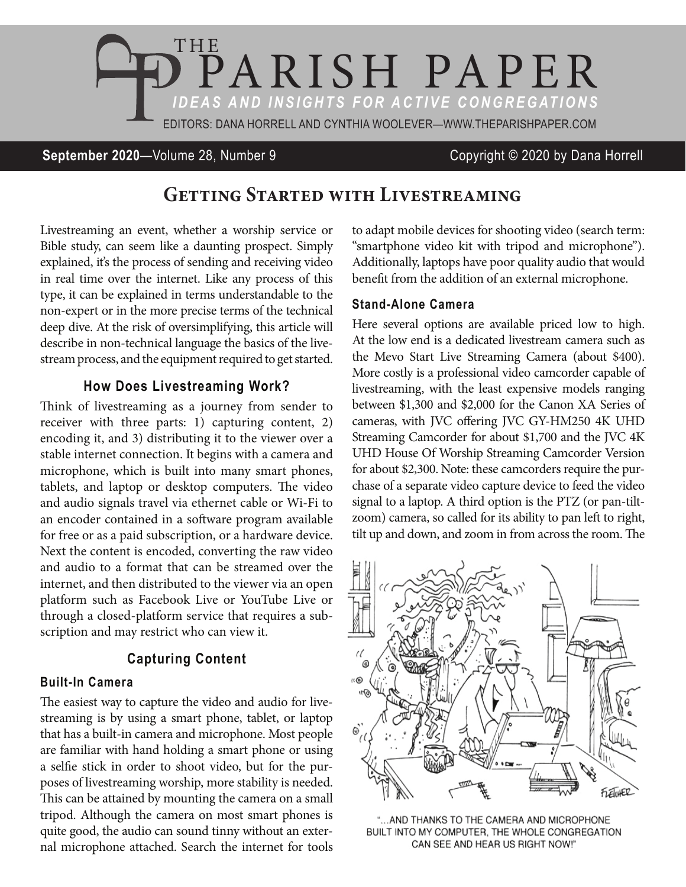# THE PARISH PAPER

***IDEAS AND INSIGHTS FOR ACTIVE CONGREGATIONS***

EDITORS: DANA HORRELL AND CYNTHIA WOOLEVER—WWW.THEPARISHPAPER.COM

**September 2020**—Volume 28, Number 9 Copyright © 2020 by Dana Horrell

## Getting Started with Livestreaming

Livestreaming an event, whether a worship service or Bible study, can seem like a daunting prospect. Simply explained, it's the process of sending and receiving video in real time over the internet. Like any process of this type, it can be explained in terms understandable to the non-expert or in the more precise terms of the technical deep dive. At the risk of oversimplifying, this article will describe in non-technical language the basics of the livestream process, and the equipment required to get started.

### How Does Livestreaming Work?

Think of livestreaming as a journey from sender to receiver with three parts: 1) capturing content, 2) encoding it, and 3) distributing it to the viewer over a stable internet connection. It begins with a camera and microphone, which is built into many smart phones, tablets, and laptop or desktop computers. The video and audio signals travel via ethernet cable or Wi-Fi to an encoder contained in a software program available for free or as a paid subscription, or a hardware device. Next the content is encoded, converting the raw video and audio to a format that can be streamed over the internet, and then distributed to the viewer via an open platform such as Facebook Live or YouTube Live or through a closed-platform service that requires a subscription and may restrict who can view it.

### Capturing Content

#### Built-In Camera

The easiest way to capture the video and audio for livestreaming is by using a smart phone, tablet, or laptop that has a built-in camera and microphone. Most people are familiar with hand holding a smart phone or using a selfie stick in order to shoot video, but for the purposes of livestreaming worship, more stability is needed. This can be attained by mounting the camera on a small tripod. Although the camera on most smart phones is quite good, the audio can sound tinny without an external microphone attached. Search the internet for tools to adapt mobile devices for shooting video (search term: "smartphone video kit with tripod and microphone"). Additionally, laptops have poor quality audio that would benefit from the addition of an external microphone.

#### Stand-Alone Camera

Here several options are available priced low to high. At the low end is a dedicated livestream camera such as the Mevo Start Live Streaming Camera (about $400). More costly is a professional video camcorder capable of livestreaming, with the least expensive models ranging between $1,300 and $2,000 for the Canon XA Series of cameras, with JVC offering JVC GY-HM250 4K UHD Streaming Camcorder for about $1,700 and the JVC 4K UHD House Of Worship Streaming Camcorder Version for about $2,300. Note: these camcorders require the purchase of a separate video capture device to feed the video signal to a laptop. A third option is the PTZ (or pan-tilt-zoom) camera, so called for its ability to pan left to right, tilt up and down, and zoom in from across the room. The

"…AND THANKS TO THE CAMERA AND MICROPHONE BUILT INTO MY COMPUTER, THE WHOLE CONGREGATION CAN SEE AND HEAR US RIGHT NOW!"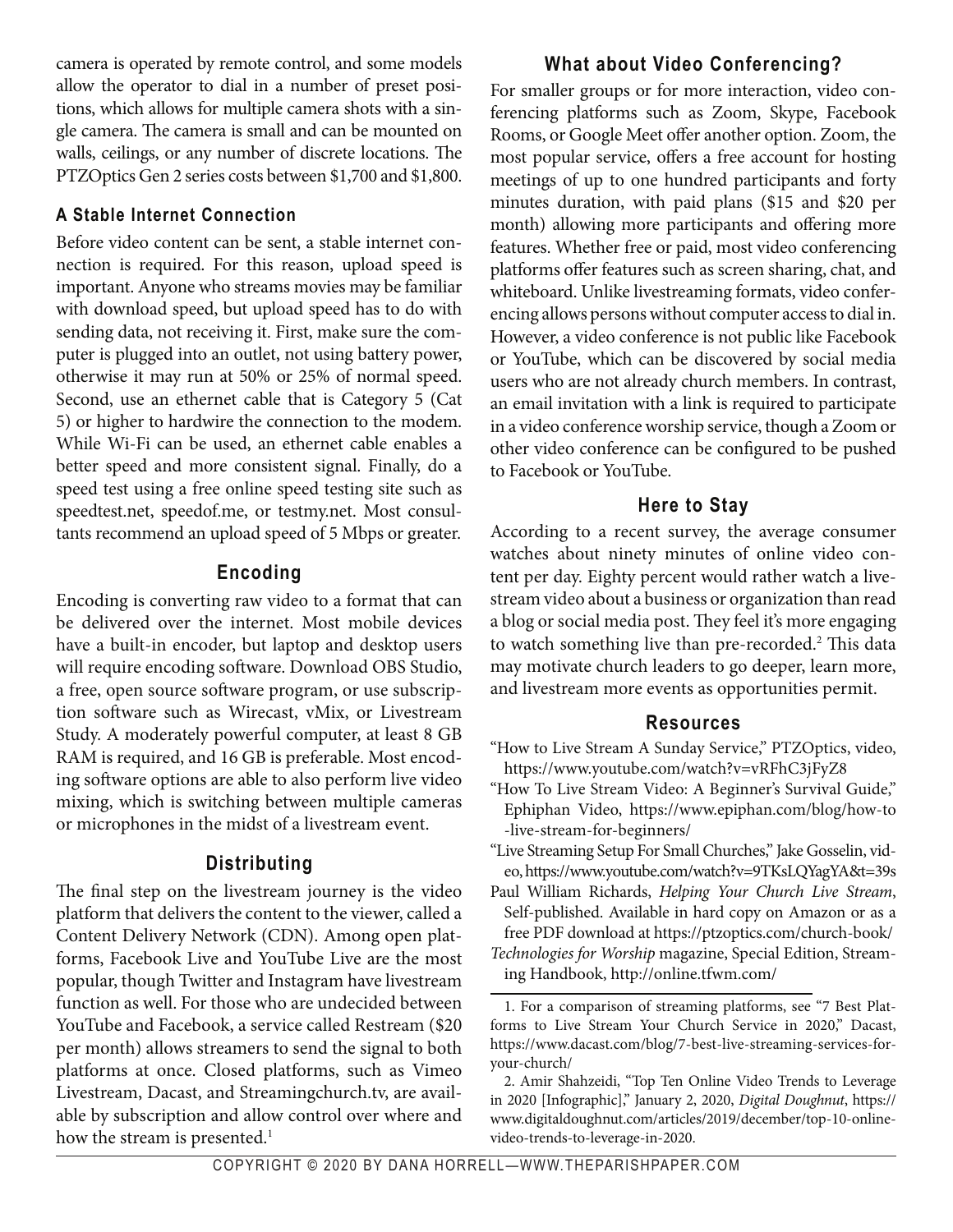camera is operated by remote control, and some models allow the operator to dial in a number of preset positions, which allows for multiple camera shots with a single camera. The camera is small and can be mounted on walls, ceilings, or any number of discrete locations. The PTZOptics Gen 2 series costs between $1,700 and $1,800.

### A Stable Internet Connection

Before video content can be sent, a stable internet connection is required. For this reason, upload speed is important. Anyone who streams movies may be familiar with download speed, but upload speed has to do with sending data, not receiving it. First, make sure the computer is plugged into an outlet, not using battery power, otherwise it may run at 50% or 25% of normal speed. Second, use an ethernet cable that is Category 5 (Cat 5) or higher to hardwire the connection to the modem. While Wi-Fi can be used, an ethernet cable enables a better speed and more consistent signal. Finally, do a speed test using a free online speed testing site such as speedtest.net, speedof.me, or testmy.net. Most consultants recommend an upload speed of 5 Mbps or greater.

## Encoding

Encoding is converting raw video to a format that can be delivered over the internet. Most mobile devices have a built-in encoder, but laptop and desktop users will require encoding software. Download OBS Studio, a free, open source software program, or use subscription software such as Wirecast, vMix, or Livestream Study. A moderately powerful computer, at least 8 GB RAM is required, and 16 GB is preferable. Most encoding software options are able to also perform live video mixing, which is switching between multiple cameras or microphones in the midst of a livestream event.

## Distributing

The final step on the livestream journey is the video platform that delivers the content to the viewer, called a Content Delivery Network (CDN). Among open platforms, Facebook Live and YouTube Live are the most popular, though Twitter and Instagram have livestream function as well. For those who are undecided between YouTube and Facebook, a service called Restream ($20 per month) allows streamers to send the signal to both platforms at once. Closed platforms, such as Vimeo Livestream, Dacast, and Streamingchurch.tv, are available by subscription and allow control over where and how the stream is presented.[1]

## What about Video Conferencing?

For smaller groups or for more interaction, video conferencing platforms such as Zoom, Skype, Facebook Rooms, or Google Meet offer another option. Zoom, the most popular service, offers a free account for hosting meetings of up to one hundred participants and forty minutes duration, with paid plans ($15 and $20 per month) allowing more participants and offering more features. Whether free or paid, most video conferencing platforms offer features such as screen sharing, chat, and whiteboard. Unlike livestreaming formats, video conferencing allows persons without computer access to dial in. However, a video conference is not public like Facebook or YouTube, which can be discovered by social media users who are not already church members. In contrast, an email invitation with a link is required to participate in a video conference worship service, though a Zoom or other video conference can be configured to be pushed to Facebook or YouTube.

## Here to Stay

According to a recent survey, the average consumer watches about ninety minutes of online video content per day. Eighty percent would rather watch a livestream video about a business or organization than read a blog or social media post. They feel it's more engaging to watch something live than pre-recorded.[2] This data may motivate church leaders to go deeper, learn more, and livestream more events as opportunities permit.

## Resources

"How to Live Stream A Sunday Service," PTZOptics, video, https://www.youtube.com/watch?v=vRFhC3jFyZ8

"How To Live Stream Video: A Beginner's Survival Guide," Ephiphan Video, https://www.epiphan.com/blog/how-to-live-stream-for-beginners/

"Live Streaming Setup For Small Churches," Jake Gosselin, video, https://www.youtube.com/watch?v=9TKsLQYagYA&t=39s

Paul William Richards, *Helping Your Church Live Stream*, Self-published. Available in hard copy on Amazon or as a free PDF download at https://ptzoptics.com/church-book/

*Technologies for Worship* magazine, Special Edition, Streaming Handbook, http://online.tfwm.com/

---

1. For a comparison of streaming platforms, see "7 Best Platforms to Live Stream Your Church Service in 2020," Dacast, https://www.dacast.com/blog/7-best-live-streaming-services-for-your-church/

2. Amir Shahzeidi, "Top Ten Online Video Trends to Leverage in 2020 [Infographic]," January 2, 2020, *Digital Doughnut*, https://www.digitaldoughnut.com/articles/2019/december/top-10-online-video-trends-to-leverage-in-2020.

COPYRIGHT © 2020 BY DANA HORRELL—WWW.THEPARISHPAPER.COM